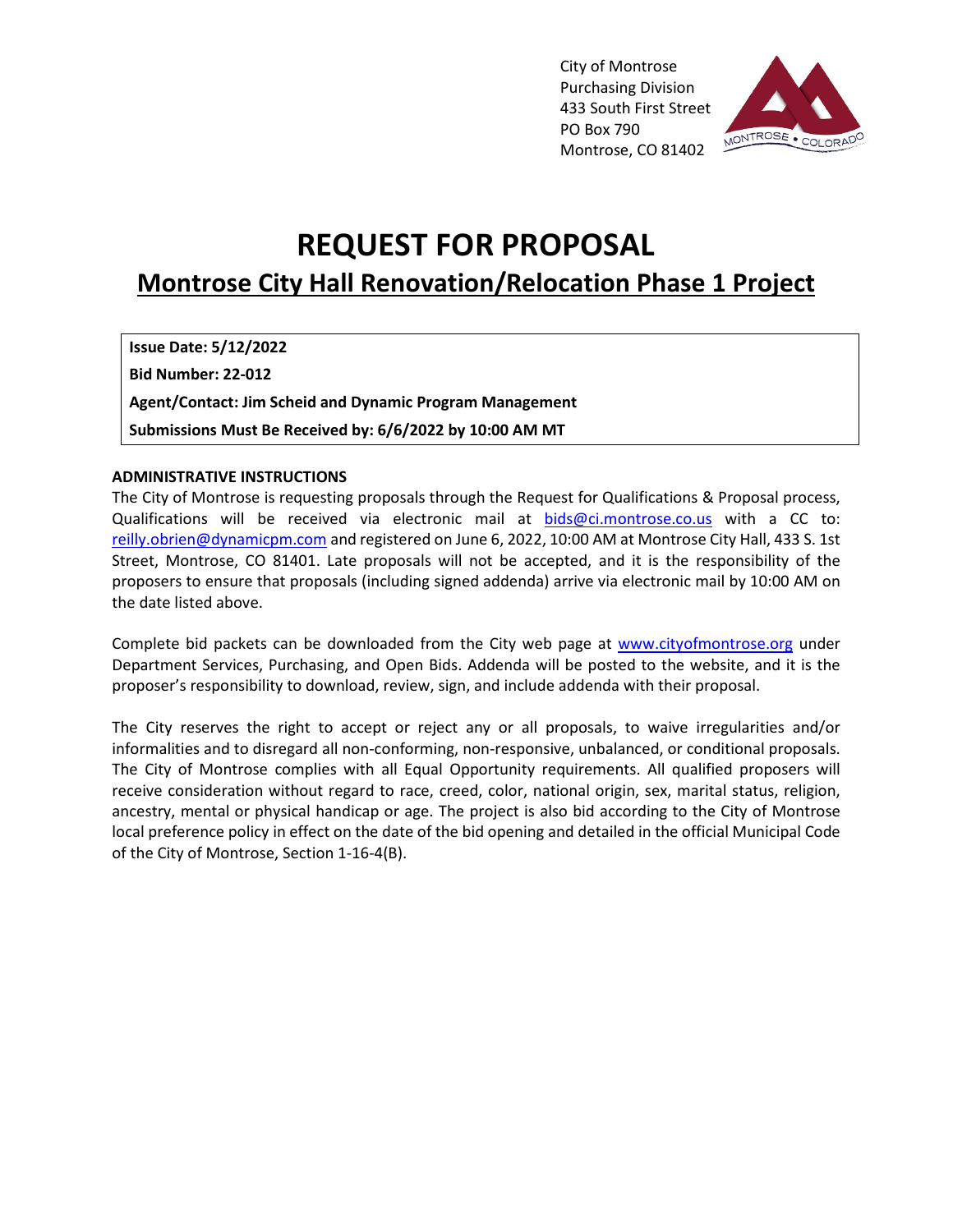City of Montrose
Purchasing Division
433 South First Street
PO Box 790
Montrose, CO 81402

# REQUEST FOR PROPOSAL

## Montrose City Hall Renovation/Relocation Phase 1 Project

| |
|---|
| **Issue Date: 5/12/2022** |
| **Bid Number: 22-012** |
| **Agent/Contact: Jim Scheid and Dynamic Program Management** |
| **Submissions Must Be Received by: 6/6/2022 by 10:00 AM MT** |

**ADMINISTRATIVE INSTRUCTIONS**

The City of Montrose is requesting proposals through the Request for Qualifications & Proposal process, Qualifications will be received via electronic mail at bids@ci.montrose.co.us with a CC to: reilly.obrien@dynamicpm.com and registered on June 6, 2022, 10:00 AM at Montrose City Hall, 433 S. 1st Street, Montrose, CO 81401. Late proposals will not be accepted, and it is the responsibility of the proposers to ensure that proposals (including signed addenda) arrive via electronic mail by 10:00 AM on the date listed above.

Complete bid packets can be downloaded from the City web page at www.cityofmontrose.org under Department Services, Purchasing, and Open Bids. Addenda will be posted to the website, and it is the proposer's responsibility to download, review, sign, and include addenda with their proposal.

The City reserves the right to accept or reject any or all proposals, to waive irregularities and/or informalities and to disregard all non-conforming, non-responsive, unbalanced, or conditional proposals. The City of Montrose complies with all Equal Opportunity requirements. All qualified proposers will receive consideration without regard to race, creed, color, national origin, sex, marital status, religion, ancestry, mental or physical handicap or age. The project is also bid according to the City of Montrose local preference policy in effect on the date of the bid opening and detailed in the official Municipal Code of the City of Montrose, Section 1-16-4(B).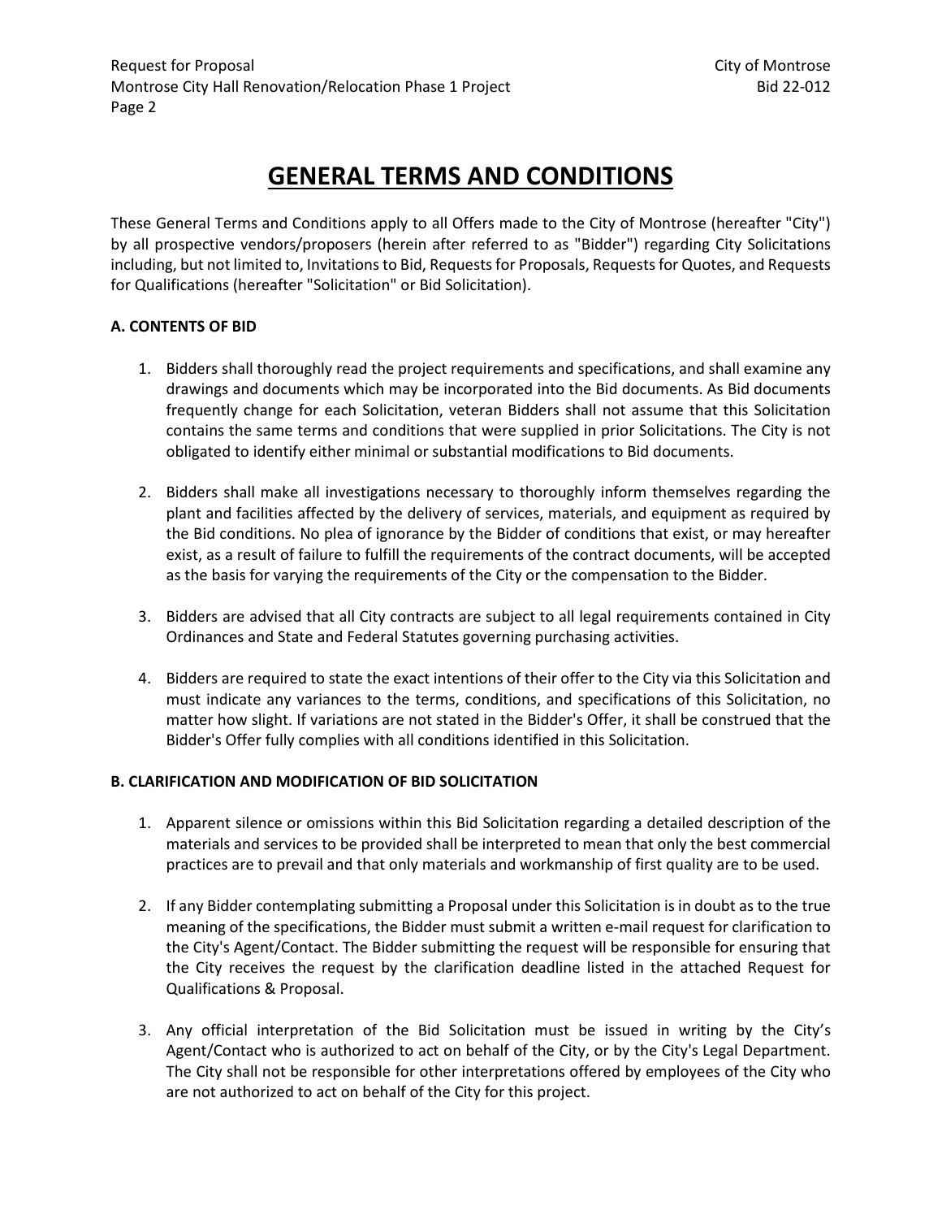# GENERAL TERMS AND CONDITIONS

These General Terms and Conditions apply to all Offers made to the City of Montrose (hereafter "City") by all prospective vendors/proposers (herein after referred to as "Bidder") regarding City Solicitations including, but not limited to, Invitations to Bid, Requests for Proposals, Requests for Quotes, and Requests for Qualifications (hereafter "Solicitation" or Bid Solicitation).

**A. CONTENTS OF BID**

1. Bidders shall thoroughly read the project requirements and specifications, and shall examine any drawings and documents which may be incorporated into the Bid documents. As Bid documents frequently change for each Solicitation, veteran Bidders shall not assume that this Solicitation contains the same terms and conditions that were supplied in prior Solicitations. The City is not obligated to identify either minimal or substantial modifications to Bid documents.

2. Bidders shall make all investigations necessary to thoroughly inform themselves regarding the plant and facilities affected by the delivery of services, materials, and equipment as required by the Bid conditions. No plea of ignorance by the Bidder of conditions that exist, or may hereafter exist, as a result of failure to fulfill the requirements of the contract documents, will be accepted as the basis for varying the requirements of the City or the compensation to the Bidder.

3. Bidders are advised that all City contracts are subject to all legal requirements contained in City Ordinances and State and Federal Statutes governing purchasing activities.

4. Bidders are required to state the exact intentions of their offer to the City via this Solicitation and must indicate any variances to the terms, conditions, and specifications of this Solicitation, no matter how slight. If variations are not stated in the Bidder's Offer, it shall be construed that the Bidder's Offer fully complies with all conditions identified in this Solicitation.

**B. CLARIFICATION AND MODIFICATION OF BID SOLICITATION**

1. Apparent silence or omissions within this Bid Solicitation regarding a detailed description of the materials and services to be provided shall be interpreted to mean that only the best commercial practices are to prevail and that only materials and workmanship of first quality are to be used.

2. If any Bidder contemplating submitting a Proposal under this Solicitation is in doubt as to the true meaning of the specifications, the Bidder must submit a written e-mail request for clarification to the City's Agent/Contact. The Bidder submitting the request will be responsible for ensuring that the City receives the request by the clarification deadline listed in the attached Request for Qualifications & Proposal.

3. Any official interpretation of the Bid Solicitation must be issued in writing by the City's Agent/Contact who is authorized to act on behalf of the City, or by the City's Legal Department. The City shall not be responsible for other interpretations offered by employees of the City who are not authorized to act on behalf of the City for this project.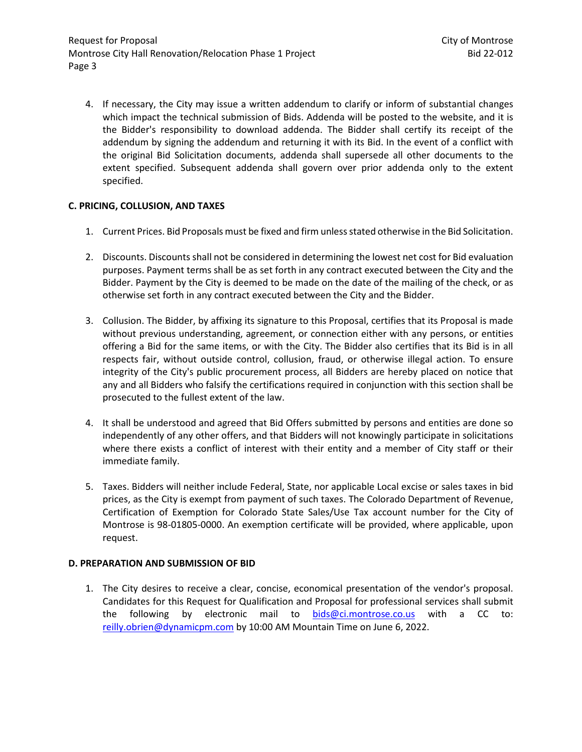4. If necessary, the City may issue a written addendum to clarify or inform of substantial changes which impact the technical submission of Bids. Addenda will be posted to the website, and it is the Bidder's responsibility to download addenda. The Bidder shall certify its receipt of the addendum by signing the addendum and returning it with its Bid. In the event of a conflict with the original Bid Solicitation documents, addenda shall supersede all other documents to the extent specified. Subsequent addenda shall govern over prior addenda only to the extent specified.

**C. PRICING, COLLUSION, AND TAXES**

1. Current Prices. Bid Proposals must be fixed and firm unless stated otherwise in the Bid Solicitation.

2. Discounts. Discounts shall not be considered in determining the lowest net cost for Bid evaluation purposes. Payment terms shall be as set forth in any contract executed between the City and the Bidder. Payment by the City is deemed to be made on the date of the mailing of the check, or as otherwise set forth in any contract executed between the City and the Bidder.

3. Collusion. The Bidder, by affixing its signature to this Proposal, certifies that its Proposal is made without previous understanding, agreement, or connection either with any persons, or entities offering a Bid for the same items, or with the City. The Bidder also certifies that its Bid is in all respects fair, without outside control, collusion, fraud, or otherwise illegal action. To ensure integrity of the City's public procurement process, all Bidders are hereby placed on notice that any and all Bidders who falsify the certifications required in conjunction with this section shall be prosecuted to the fullest extent of the law.

4. It shall be understood and agreed that Bid Offers submitted by persons and entities are done so independently of any other offers, and that Bidders will not knowingly participate in solicitations where there exists a conflict of interest with their entity and a member of City staff or their immediate family.

5. Taxes. Bidders will neither include Federal, State, nor applicable Local excise or sales taxes in bid prices, as the City is exempt from payment of such taxes. The Colorado Department of Revenue, Certification of Exemption for Colorado State Sales/Use Tax account number for the City of Montrose is 98-01805-0000. An exemption certificate will be provided, where applicable, upon request.

**D. PREPARATION AND SUBMISSION OF BID**

1. The City desires to receive a clear, concise, economical presentation of the vendor's proposal. Candidates for this Request for Qualification and Proposal for professional services shall submit the following by electronic mail to [bids@ci.montrose.co.us](mailto:bids@ci.montrose.co.us) with a CC to: [reilly.obrien@dynamicpm.com](mailto:reilly.obrien@dynamicpm.com) by 10:00 AM Mountain Time on June 6, 2022.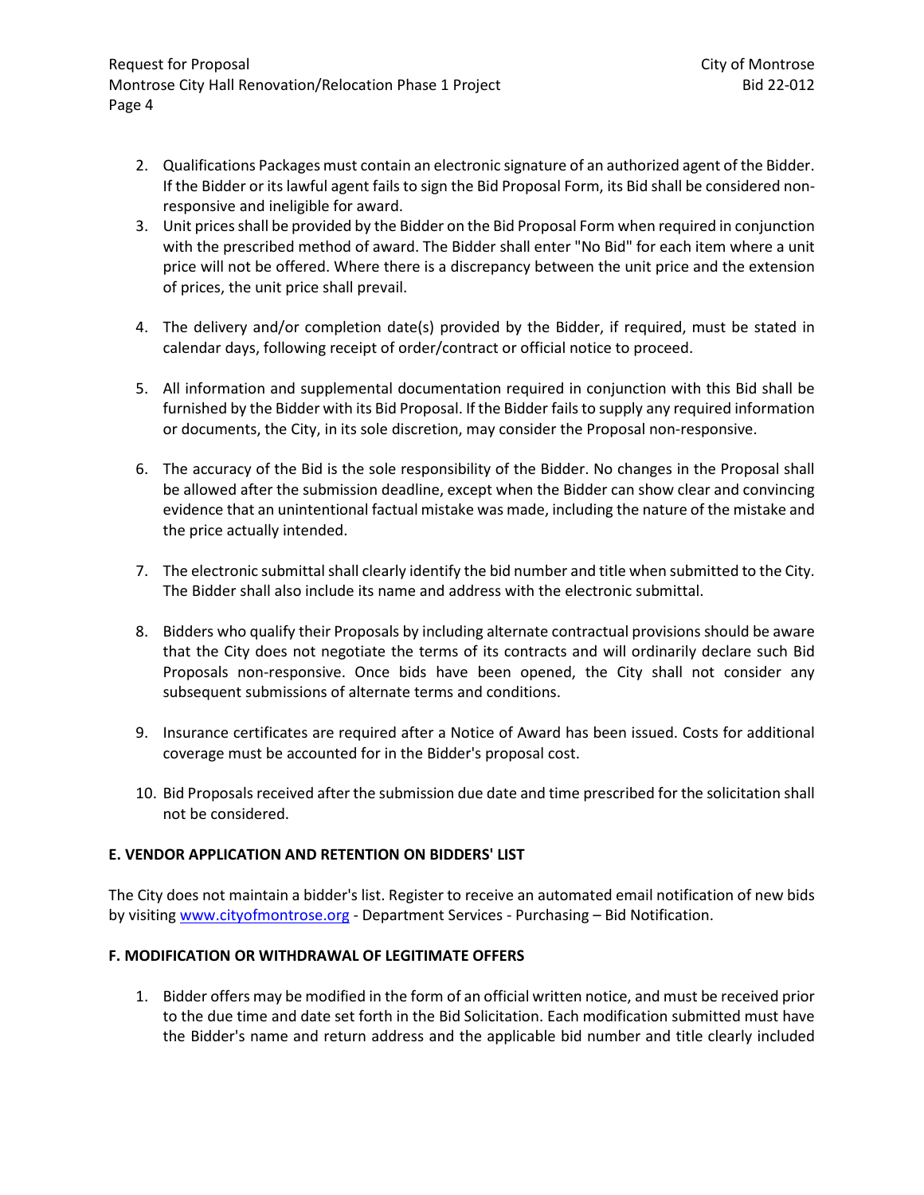2. Qualifications Packages must contain an electronic signature of an authorized agent of the Bidder. If the Bidder or its lawful agent fails to sign the Bid Proposal Form, its Bid shall be considered non-responsive and ineligible for award.
3. Unit prices shall be provided by the Bidder on the Bid Proposal Form when required in conjunction with the prescribed method of award. The Bidder shall enter "No Bid" for each item where a unit price will not be offered. Where there is a discrepancy between the unit price and the extension of prices, the unit price shall prevail.
4. The delivery and/or completion date(s) provided by the Bidder, if required, must be stated in calendar days, following receipt of order/contract or official notice to proceed.
5. All information and supplemental documentation required in conjunction with this Bid shall be furnished by the Bidder with its Bid Proposal. If the Bidder fails to supply any required information or documents, the City, in its sole discretion, may consider the Proposal non-responsive.
6. The accuracy of the Bid is the sole responsibility of the Bidder. No changes in the Proposal shall be allowed after the submission deadline, except when the Bidder can show clear and convincing evidence that an unintentional factual mistake was made, including the nature of the mistake and the price actually intended.
7. The electronic submittal shall clearly identify the bid number and title when submitted to the City. The Bidder shall also include its name and address with the electronic submittal.
8. Bidders who qualify their Proposals by including alternate contractual provisions should be aware that the City does not negotiate the terms of its contracts and will ordinarily declare such Bid Proposals non-responsive. Once bids have been opened, the City shall not consider any subsequent submissions of alternate terms and conditions.
9. Insurance certificates are required after a Notice of Award has been issued. Costs for additional coverage must be accounted for in the Bidder's proposal cost.
10. Bid Proposals received after the submission due date and time prescribed for the solicitation shall not be considered.

**E. VENDOR APPLICATION AND RETENTION ON BIDDERS' LIST**

The City does not maintain a bidder's list. Register to receive an automated email notification of new bids by visiting www.cityofmontrose.org - Department Services - Purchasing – Bid Notification.

**F. MODIFICATION OR WITHDRAWAL OF LEGITIMATE OFFERS**

1. Bidder offers may be modified in the form of an official written notice, and must be received prior to the due time and date set forth in the Bid Solicitation. Each modification submitted must have the Bidder's name and return address and the applicable bid number and title clearly included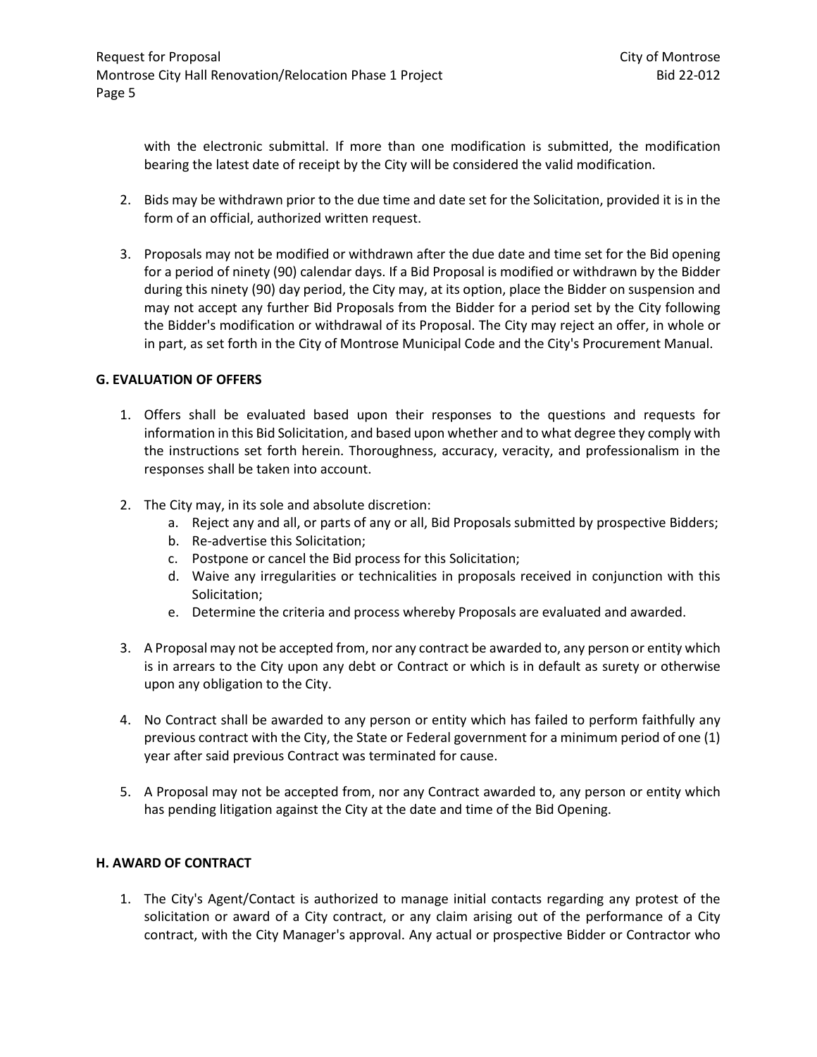with the electronic submittal. If more than one modification is submitted, the modification bearing the latest date of receipt by the City will be considered the valid modification.

2. Bids may be withdrawn prior to the due time and date set for the Solicitation, provided it is in the form of an official, authorized written request.

3. Proposals may not be modified or withdrawn after the due date and time set for the Bid opening for a period of ninety (90) calendar days. If a Bid Proposal is modified or withdrawn by the Bidder during this ninety (90) day period, the City may, at its option, place the Bidder on suspension and may not accept any further Bid Proposals from the Bidder for a period set by the City following the Bidder's modification or withdrawal of its Proposal. The City may reject an offer, in whole or in part, as set forth in the City of Montrose Municipal Code and the City's Procurement Manual.

**G. EVALUATION OF OFFERS**

1. Offers shall be evaluated based upon their responses to the questions and requests for information in this Bid Solicitation, and based upon whether and to what degree they comply with the instructions set forth herein. Thoroughness, accuracy, veracity, and professionalism in the responses shall be taken into account.

2. The City may, in its sole and absolute discretion:
   a. Reject any and all, or parts of any or all, Bid Proposals submitted by prospective Bidders;
   b. Re-advertise this Solicitation;
   c. Postpone or cancel the Bid process for this Solicitation;
   d. Waive any irregularities or technicalities in proposals received in conjunction with this Solicitation;
   e. Determine the criteria and process whereby Proposals are evaluated and awarded.

3. A Proposal may not be accepted from, nor any contract be awarded to, any person or entity which is in arrears to the City upon any debt or Contract or which is in default as surety or otherwise upon any obligation to the City.

4. No Contract shall be awarded to any person or entity which has failed to perform faithfully any previous contract with the City, the State or Federal government for a minimum period of one (1) year after said previous Contract was terminated for cause.

5. A Proposal may not be accepted from, nor any Contract awarded to, any person or entity which has pending litigation against the City at the date and time of the Bid Opening.

**H. AWARD OF CONTRACT**

1. The City's Agent/Contact is authorized to manage initial contacts regarding any protest of the solicitation or award of a City contract, or any claim arising out of the performance of a City contract, with the City Manager's approval. Any actual or prospective Bidder or Contractor who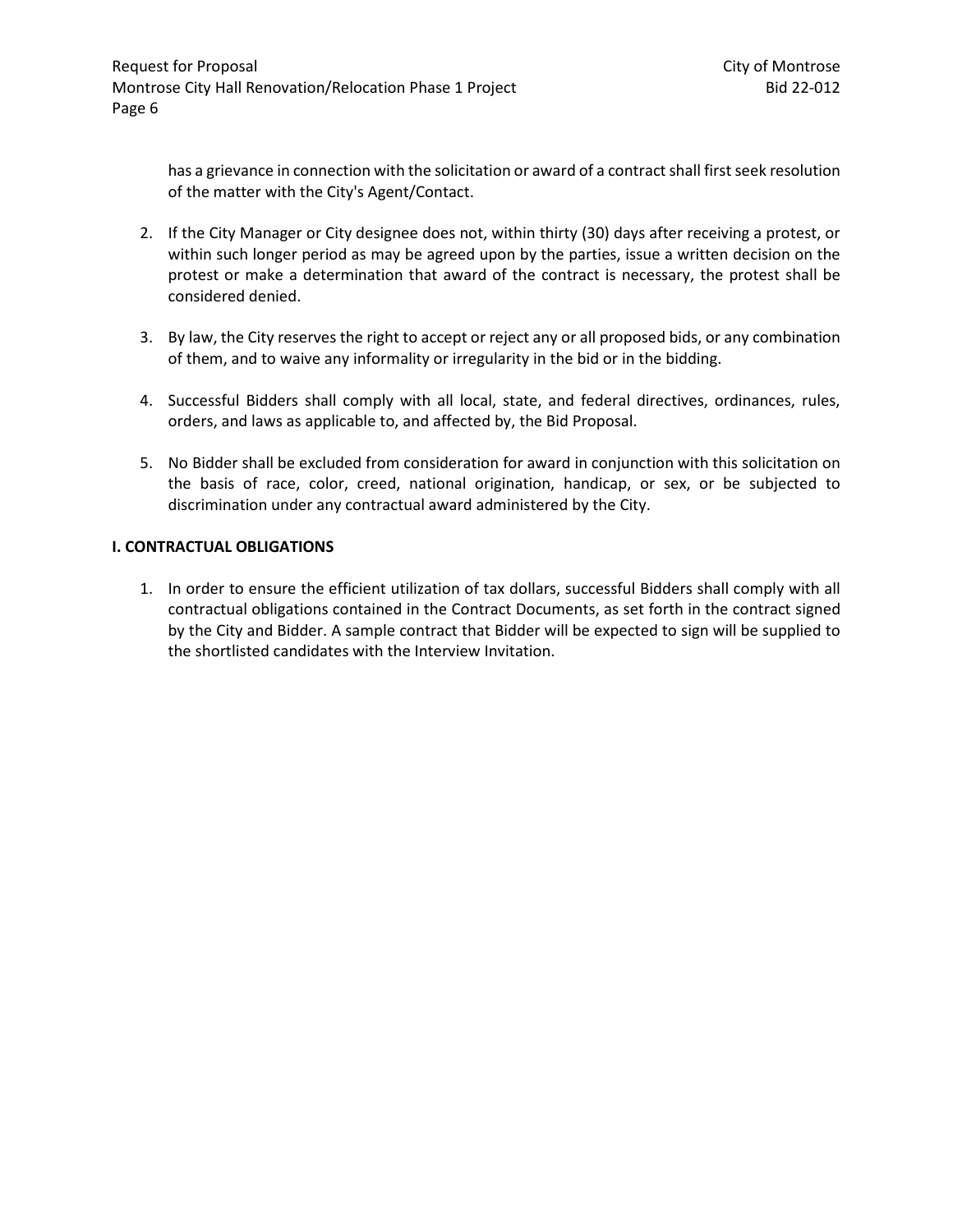has a grievance in connection with the solicitation or award of a contract shall first seek resolution of the matter with the City's Agent/Contact.

2. If the City Manager or City designee does not, within thirty (30) days after receiving a protest, or within such longer period as may be agreed upon by the parties, issue a written decision on the protest or make a determination that award of the contract is necessary, the protest shall be considered denied.

3. By law, the City reserves the right to accept or reject any or all proposed bids, or any combination of them, and to waive any informality or irregularity in the bid or in the bidding.

4. Successful Bidders shall comply with all local, state, and federal directives, ordinances, rules, orders, and laws as applicable to, and affected by, the Bid Proposal.

5. No Bidder shall be excluded from consideration for award in conjunction with this solicitation on the basis of race, color, creed, national origination, handicap, or sex, or be subjected to discrimination under any contractual award administered by the City.

**I. CONTRACTUAL OBLIGATIONS**

1. In order to ensure the efficient utilization of tax dollars, successful Bidders shall comply with all contractual obligations contained in the Contract Documents, as set forth in the contract signed by the City and Bidder. A sample contract that Bidder will be expected to sign will be supplied to the shortlisted candidates with the Interview Invitation.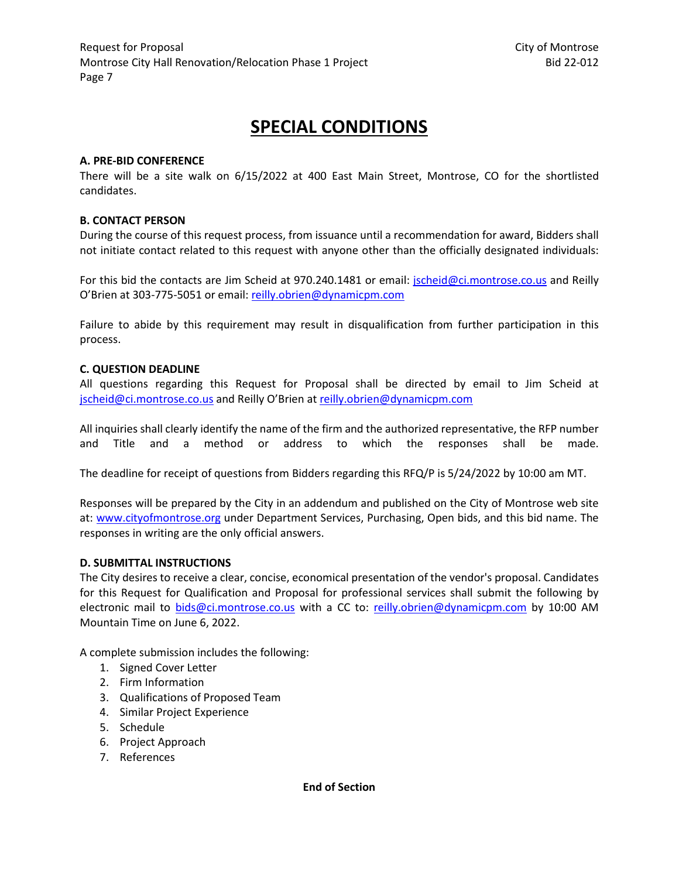# SPECIAL CONDITIONS

**A. PRE-BID CONFERENCE**

There will be a site walk on 6/15/2022 at 400 East Main Street, Montrose, CO for the shortlisted candidates.

**B. CONTACT PERSON**

During the course of this request process, from issuance until a recommendation for award, Bidders shall not initiate contact related to this request with anyone other than the officially designated individuals:

For this bid the contacts are Jim Scheid at 970.240.1481 or email: jscheid@ci.montrose.co.us and Reilly O'Brien at 303-775-5051 or email: reilly.obrien@dynamicpm.com

Failure to abide by this requirement may result in disqualification from further participation in this process.

**C. QUESTION DEADLINE**

All questions regarding this Request for Proposal shall be directed by email to Jim Scheid at jscheid@ci.montrose.co.us and Reilly O'Brien at reilly.obrien@dynamicpm.com

All inquiries shall clearly identify the name of the firm and the authorized representative, the RFP number and Title and a method or address to which the responses shall be made.

The deadline for receipt of questions from Bidders regarding this RFQ/P is 5/24/2022 by 10:00 am MT.

Responses will be prepared by the City in an addendum and published on the City of Montrose web site at: www.cityofmontrose.org under Department Services, Purchasing, Open bids, and this bid name. The responses in writing are the only official answers.

**D. SUBMITTAL INSTRUCTIONS**

The City desires to receive a clear, concise, economical presentation of the vendor's proposal. Candidates for this Request for Qualification and Proposal for professional services shall submit the following by electronic mail to bids@ci.montrose.co.us with a CC to: reilly.obrien@dynamicpm.com by 10:00 AM Mountain Time on June 6, 2022.

A complete submission includes the following:

1. Signed Cover Letter
2. Firm Information
3. Qualifications of Proposed Team
4. Similar Project Experience
5. Schedule
6. Project Approach
7. References

**End of Section**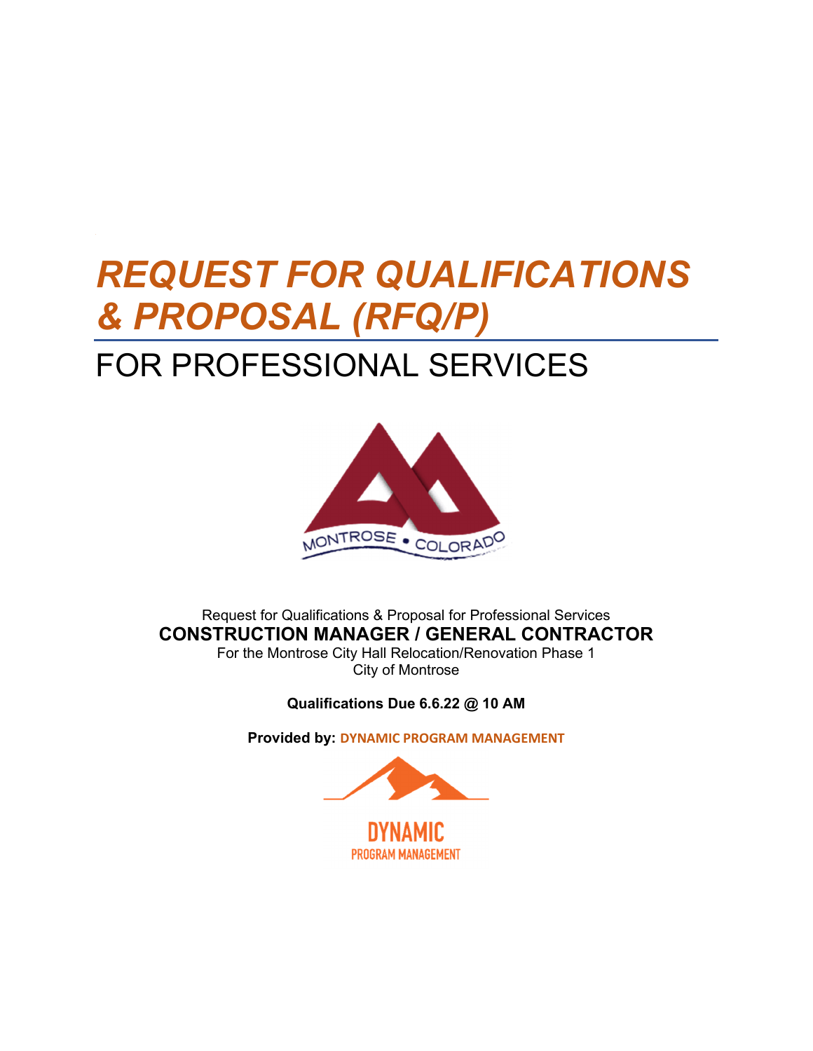# *REQUEST FOR QUALIFICATIONS & PROPOSAL (RFQ/P)*

# FOR PROFESSIONAL SERVICES

MONTROSE • COLORADO

Request for Qualifications & Proposal for Professional Services

**CONSTRUCTION MANAGER / GENERAL CONTRACTOR**

For the Montrose City Hall Relocation/Renovation Phase 1

City of Montrose

**Qualifications Due 6.6.22 @ 10 AM**

**Provided by: DYNAMIC PROGRAM MANAGEMENT**

DYNAMIC
PROGRAM MANAGEMENT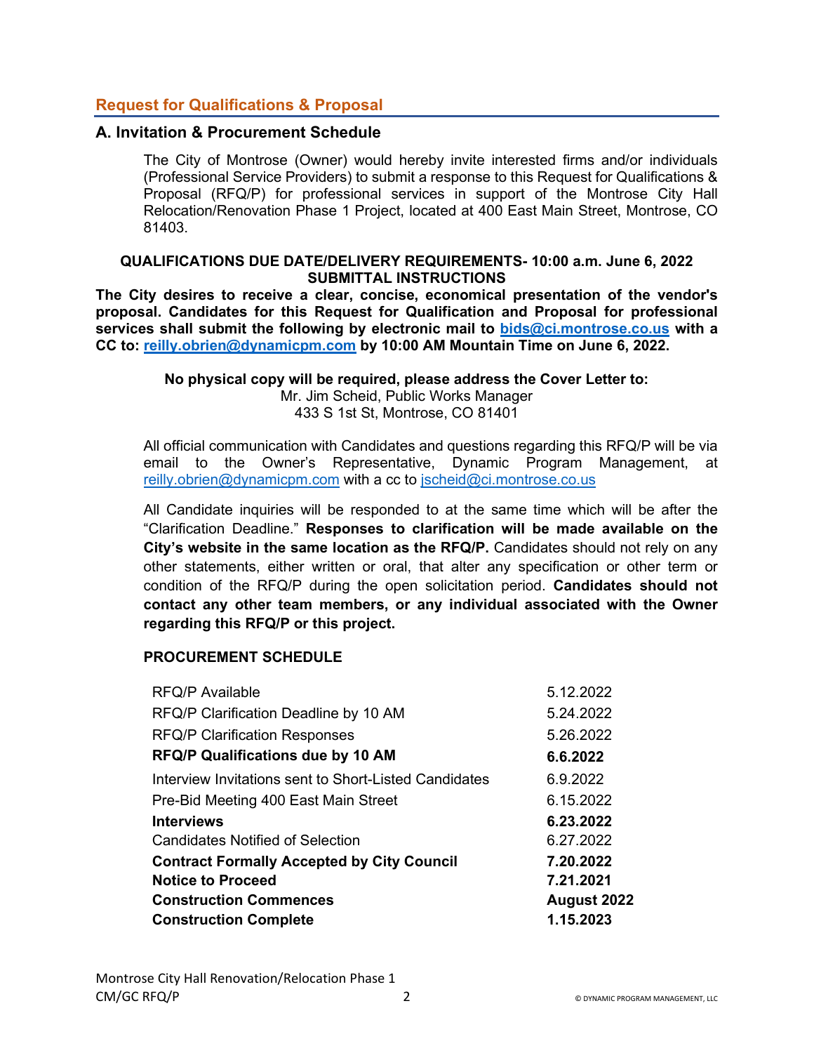## Request for Qualifications & Proposal

### A. Invitation & Procurement Schedule

The City of Montrose (Owner) would hereby invite interested firms and/or individuals (Professional Service Providers) to submit a response to this Request for Qualifications & Proposal (RFQ/P) for professional services in support of the Montrose City Hall Relocation/Renovation Phase 1 Project, located at 400 East Main Street, Montrose, CO 81403.

**QUALIFICATIONS DUE DATE/DELIVERY REQUIREMENTS- 10:00 a.m. June 6, 2022**
**SUBMITTAL INSTRUCTIONS**

**The City desires to receive a clear, concise, economical presentation of the vendor's proposal. Candidates for this Request for Qualification and Proposal for professional services shall submit the following by electronic mail to bids@ci.montrose.co.us with a CC to: reilly.obrien@dynamicpm.com by 10:00 AM Mountain Time on June 6, 2022.**

**No physical copy will be required, please address the Cover Letter to:**
Mr. Jim Scheid, Public Works Manager
433 S 1st St, Montrose, CO 81401

All official communication with Candidates and questions regarding this RFQ/P will be via email to the Owner's Representative, Dynamic Program Management, at reilly.obrien@dynamicpm.com with a cc to jscheid@ci.montrose.co.us

All Candidate inquiries will be responded to at the same time which will be after the "Clarification Deadline." **Responses to clarification will be made available on the City's website in the same location as the RFQ/P.** Candidates should not rely on any other statements, either written or oral, that alter any specification or other term or condition of the RFQ/P during the open solicitation period. **Candidates should not contact any other team members, or any individual associated with the Owner regarding this RFQ/P or this project.**

**PROCUREMENT SCHEDULE**

| | |
|---|---|
| RFQ/P Available | 5.12.2022 |
| RFQ/P Clarification Deadline by 10 AM | 5.24.2022 |
| RFQ/P Clarification Responses | 5.26.2022 |
| **RFQ/P Qualifications due by 10 AM** | **6.6.2022** |
| Interview Invitations sent to Short-Listed Candidates | 6.9.2022 |
| Pre-Bid Meeting 400 East Main Street | 6.15.2022 |
| **Interviews** | **6.23.2022** |
| Candidates Notified of Selection | 6.27.2022 |
| **Contract Formally Accepted by City Council** | **7.20.2022** |
| **Notice to Proceed** | **7.21.2021** |
| **Construction Commences** | **August 2022** |
| **Construction Complete** | **1.15.2023** |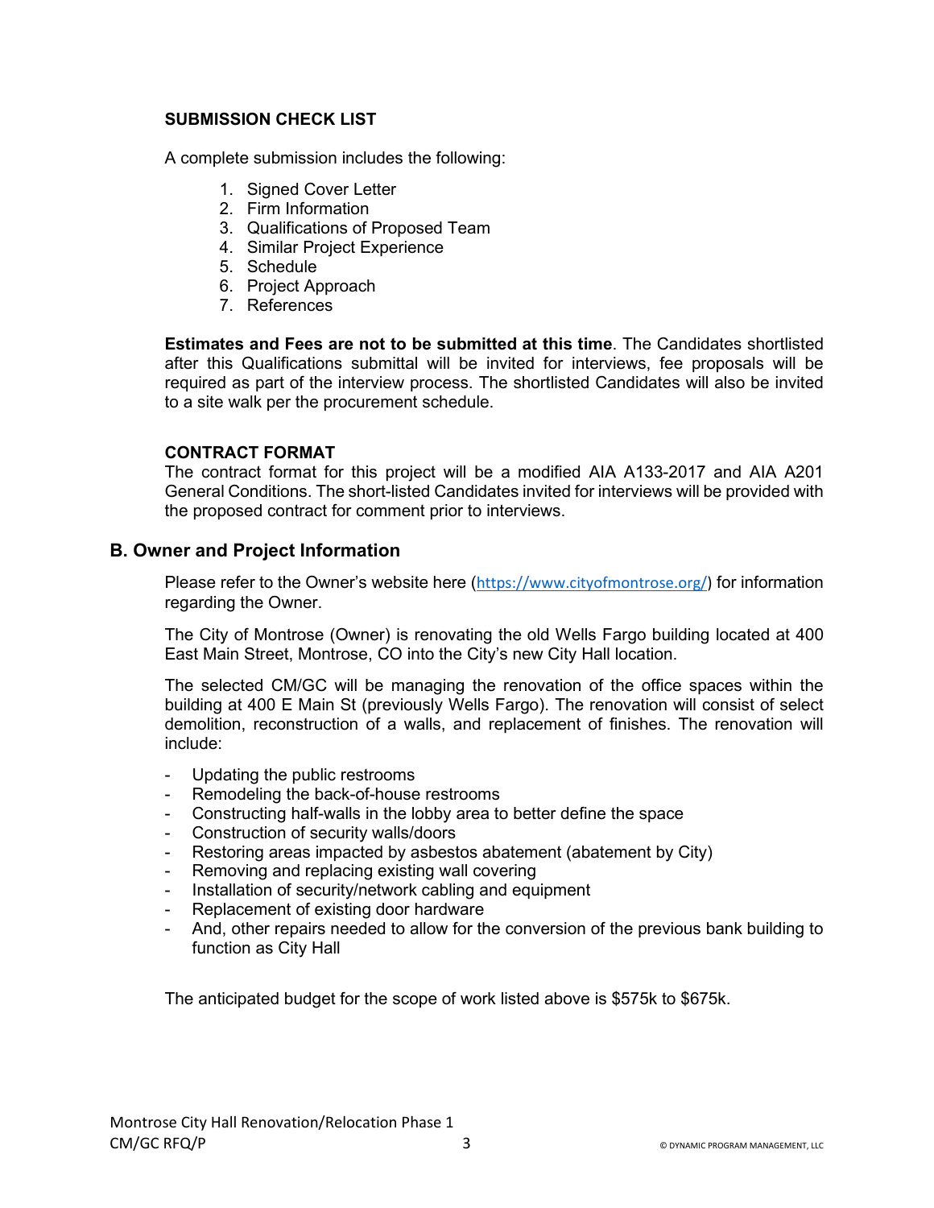### SUBMISSION CHECK LIST

A complete submission includes the following:

1. Signed Cover Letter
2. Firm Information
3. Qualifications of Proposed Team
4. Similar Project Experience
5. Schedule
6. Project Approach
7. References

**Estimates and Fees are not to be submitted at this time**. The Candidates shortlisted after this Qualifications submittal will be invited for interviews, fee proposals will be required as part of the interview process. The shortlisted Candidates will also be invited to a site walk per the procurement schedule.

### CONTRACT FORMAT

The contract format for this project will be a modified AIA A133-2017 and AIA A201 General Conditions. The short-listed Candidates invited for interviews will be provided with the proposed contract for comment prior to interviews.

## B. Owner and Project Information

Please refer to the Owner's website here (https://www.cityofmontrose.org/) for information regarding the Owner.

The City of Montrose (Owner) is renovating the old Wells Fargo building located at 400 East Main Street, Montrose, CO into the City's new City Hall location.

The selected CM/GC will be managing the renovation of the office spaces within the building at 400 E Main St (previously Wells Fargo). The renovation will consist of select demolition, reconstruction of a walls, and replacement of finishes. The renovation will include:

- Updating the public restrooms
- Remodeling the back-of-house restrooms
- Constructing half-walls in the lobby area to better define the space
- Construction of security walls/doors
- Restoring areas impacted by asbestos abatement (abatement by City)
- Removing and replacing existing wall covering
- Installation of security/network cabling and equipment
- Replacement of existing door hardware
- And, other repairs needed to allow for the conversion of the previous bank building to function as City Hall

The anticipated budget for the scope of work listed above is $575k to $675k.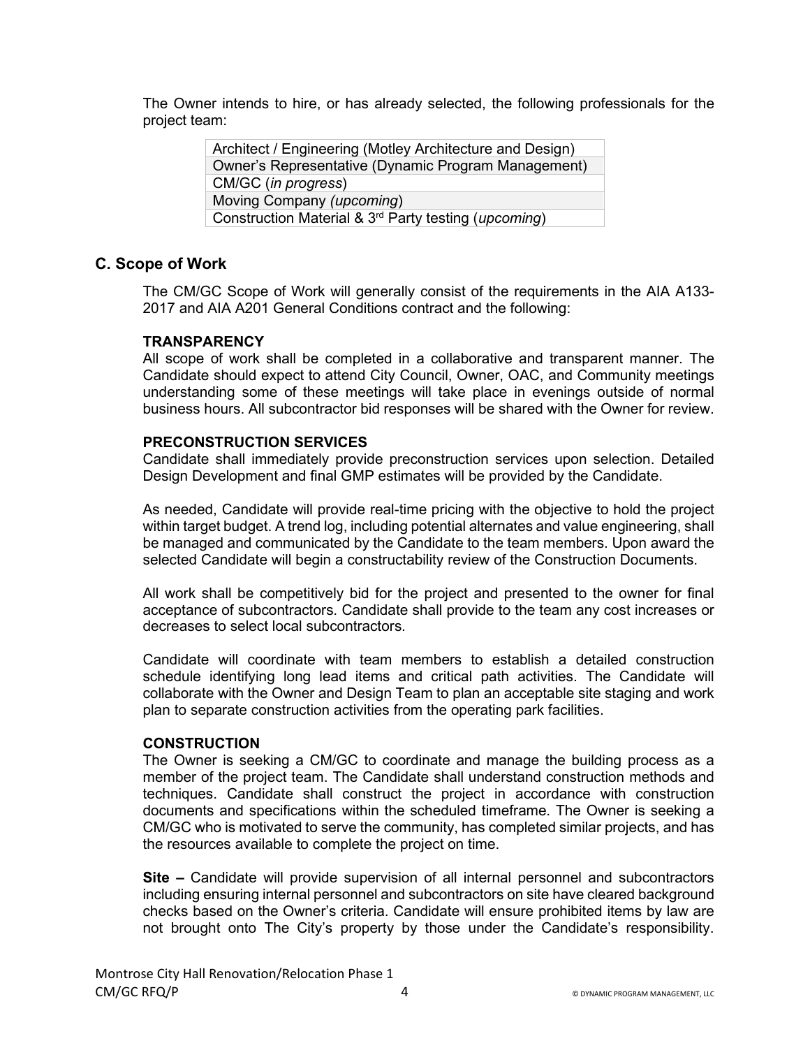The Owner intends to hire, or has already selected, the following professionals for the project team:

| |
|---|
| Architect / Engineering (Motley Architecture and Design) |
| Owner's Representative (Dynamic Program Management) |
| CM/GC (*in progress*) |
| Moving Company *(upcoming)* |
| Construction Material & 3rd Party testing (*upcoming*) |

## C. Scope of Work

The CM/GC Scope of Work will generally consist of the requirements in the AIA A133-2017 and AIA A201 General Conditions contract and the following:

**TRANSPARENCY**
All scope of work shall be completed in a collaborative and transparent manner. The Candidate should expect to attend City Council, Owner, OAC, and Community meetings understanding some of these meetings will take place in evenings outside of normal business hours. All subcontractor bid responses will be shared with the Owner for review.

**PRECONSTRUCTION SERVICES**
Candidate shall immediately provide preconstruction services upon selection. Detailed Design Development and final GMP estimates will be provided by the Candidate.

As needed, Candidate will provide real-time pricing with the objective to hold the project within target budget. A trend log, including potential alternates and value engineering, shall be managed and communicated by the Candidate to the team members. Upon award the selected Candidate will begin a constructability review of the Construction Documents.

All work shall be competitively bid for the project and presented to the owner for final acceptance of subcontractors. Candidate shall provide to the team any cost increases or decreases to select local subcontractors.

Candidate will coordinate with team members to establish a detailed construction schedule identifying long lead items and critical path activities. The Candidate will collaborate with the Owner and Design Team to plan an acceptable site staging and work plan to separate construction activities from the operating park facilities.

**CONSTRUCTION**
The Owner is seeking a CM/GC to coordinate and manage the building process as a member of the project team. The Candidate shall understand construction methods and techniques. Candidate shall construct the project in accordance with construction documents and specifications within the scheduled timeframe. The Owner is seeking a CM/GC who is motivated to serve the community, has completed similar projects, and has the resources available to complete the project on time.

**Site –** Candidate will provide supervision of all internal personnel and subcontractors including ensuring internal personnel and subcontractors on site have cleared background checks based on the Owner's criteria. Candidate will ensure prohibited items by law are not brought onto The City's property by those under the Candidate's responsibility.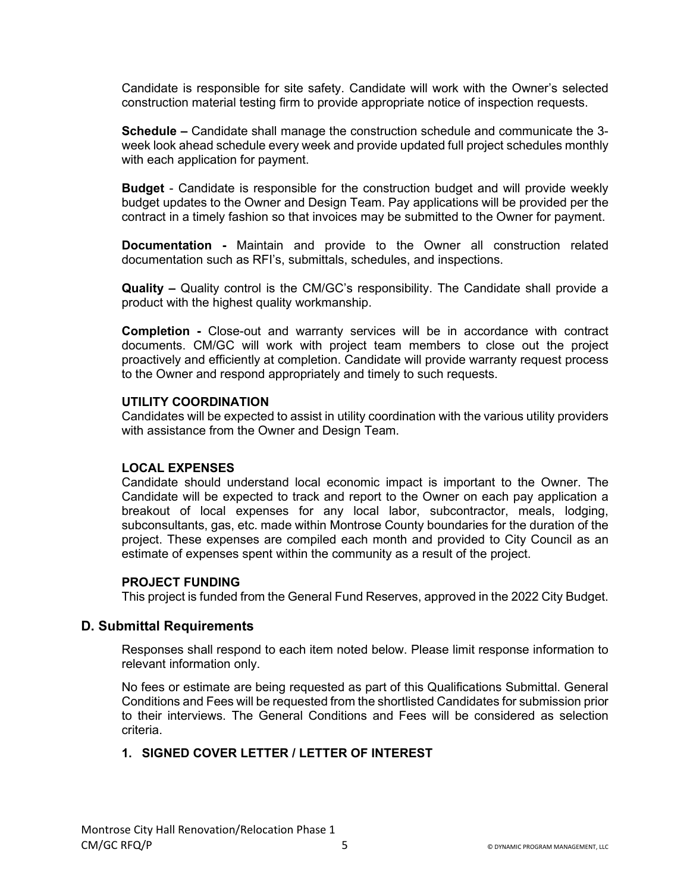Candidate is responsible for site safety. Candidate will work with the Owner's selected construction material testing firm to provide appropriate notice of inspection requests.

**Schedule –** Candidate shall manage the construction schedule and communicate the 3-week look ahead schedule every week and provide updated full project schedules monthly with each application for payment.

**Budget** - Candidate is responsible for the construction budget and will provide weekly budget updates to the Owner and Design Team. Pay applications will be provided per the contract in a timely fashion so that invoices may be submitted to the Owner for payment.

**Documentation -** Maintain and provide to the Owner all construction related documentation such as RFI's, submittals, schedules, and inspections.

**Quality –** Quality control is the CM/GC's responsibility. The Candidate shall provide a product with the highest quality workmanship.

**Completion -** Close-out and warranty services will be in accordance with contract documents. CM/GC will work with project team members to close out the project proactively and efficiently at completion. Candidate will provide warranty request process to the Owner and respond appropriately and timely to such requests.

**UTILITY COORDINATION**

Candidates will be expected to assist in utility coordination with the various utility providers with assistance from the Owner and Design Team.

**LOCAL EXPENSES**

Candidate should understand local economic impact is important to the Owner. The Candidate will be expected to track and report to the Owner on each pay application a breakout of local expenses for any local labor, subcontractor, meals, lodging, subconsultants, gas, etc. made within Montrose County boundaries for the duration of the project. These expenses are compiled each month and provided to City Council as an estimate of expenses spent within the community as a result of the project.

**PROJECT FUNDING**

This project is funded from the General Fund Reserves, approved in the 2022 City Budget.

## D. Submittal Requirements

Responses shall respond to each item noted below. Please limit response information to relevant information only.

No fees or estimate are being requested as part of this Qualifications Submittal. General Conditions and Fees will be requested from the shortlisted Candidates for submission prior to their interviews. The General Conditions and Fees will be considered as selection criteria.

### 1. SIGNED COVER LETTER / LETTER OF INTEREST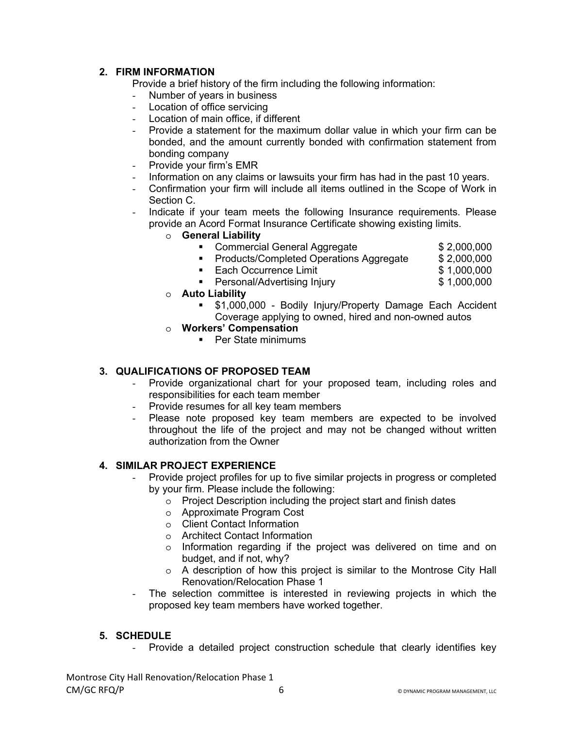## 2. FIRM INFORMATION

Provide a brief history of the firm including the following information:

- Number of years in business
- Location of office servicing
- Location of main office, if different
- Provide a statement for the maximum dollar value in which your firm can be bonded, and the amount currently bonded with confirmation statement from bonding company
- Provide your firm's EMR
- Information on any claims or lawsuits your firm has had in the past 10 years.
- Confirmation your firm will include all items outlined in the Scope of Work in Section C.
- Indicate if your team meets the following Insurance requirements. Please provide an Acord Format Insurance Certificate showing existing limits.
  - **General Liability**
    - Commercial General Aggregate $ 2,000,000
    - Products/Completed Operations Aggregate $ 2,000,000
    - Each Occurrence Limit $ 1,000,000
    - Personal/Advertising Injury $ 1,000,000
  - **Auto Liability**
    - $1,000,000 - Bodily Injury/Property Damage Each Accident Coverage applying to owned, hired and non-owned autos
  - **Workers' Compensation**
    - Per State minimums

## 3. QUALIFICATIONS OF PROPOSED TEAM

- Provide organizational chart for your proposed team, including roles and responsibilities for each team member
- Provide resumes for all key team members
- Please note proposed key team members are expected to be involved throughout the life of the project and may not be changed without written authorization from the Owner

## 4. SIMILAR PROJECT EXPERIENCE

- Provide project profiles for up to five similar projects in progress or completed by your firm. Please include the following:
  - Project Description including the project start and finish dates
  - Approximate Program Cost
  - Client Contact Information
  - Architect Contact Information
  - Information regarding if the project was delivered on time and on budget, and if not, why?
  - A description of how this project is similar to the Montrose City Hall Renovation/Relocation Phase 1
- The selection committee is interested in reviewing projects in which the proposed key team members have worked together.

## 5. SCHEDULE

- Provide a detailed project construction schedule that clearly identifies key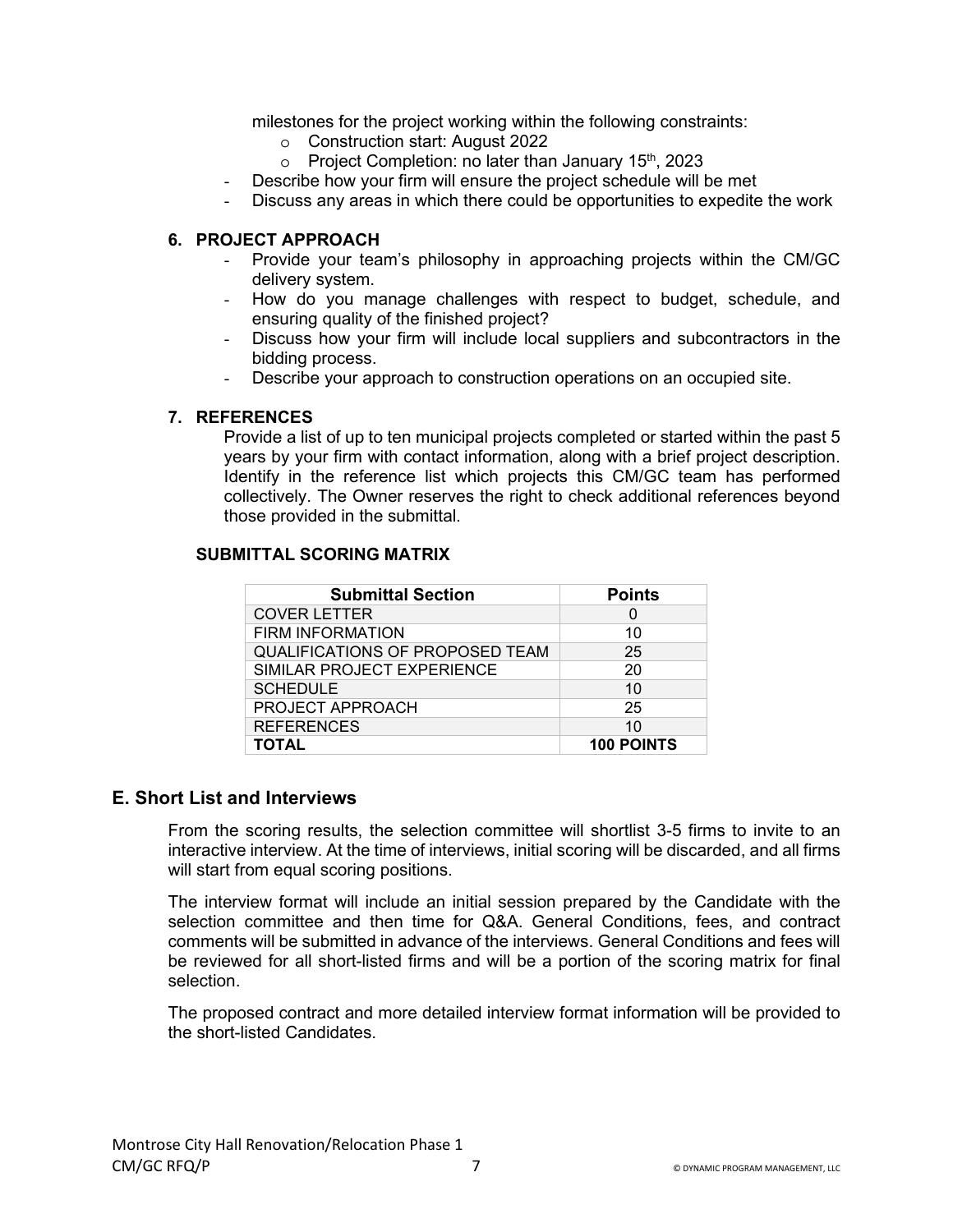milestones for the project working within the following constraints:
  - Construction start: August 2022
  - Project Completion: no later than January 15th, 2023
- Describe how your firm will ensure the project schedule will be met
- Discuss any areas in which there could be opportunities to expedite the work

### 6. PROJECT APPROACH

- Provide your team's philosophy in approaching projects within the CM/GC delivery system.
- How do you manage challenges with respect to budget, schedule, and ensuring quality of the finished project?
- Discuss how your firm will include local suppliers and subcontractors in the bidding process.
- Describe your approach to construction operations on an occupied site.

### 7. REFERENCES

Provide a list of up to ten municipal projects completed or started within the past 5 years by your firm with contact information, along with a brief project description. Identify in the reference list which projects this CM/GC team has performed collectively. The Owner reserves the right to check additional references beyond those provided in the submittal.

### SUBMITTAL SCORING MATRIX

| Submittal Section | Points |
|---|---|
| COVER LETTER | 0 |
| FIRM INFORMATION | 10 |
| QUALIFICATIONS OF PROPOSED TEAM | 25 |
| SIMILAR PROJECT EXPERIENCE | 20 |
| SCHEDULE | 10 |
| PROJECT APPROACH | 25 |
| REFERENCES | 10 |
| **TOTAL** | **100 POINTS** |

## E. Short List and Interviews

From the scoring results, the selection committee will shortlist 3-5 firms to invite to an interactive interview. At the time of interviews, initial scoring will be discarded, and all firms will start from equal scoring positions.

The interview format will include an initial session prepared by the Candidate with the selection committee and then time for Q&A. General Conditions, fees, and contract comments will be submitted in advance of the interviews. General Conditions and fees will be reviewed for all short-listed firms and will be a portion of the scoring matrix for final selection.

The proposed contract and more detailed interview format information will be provided to the short-listed Candidates.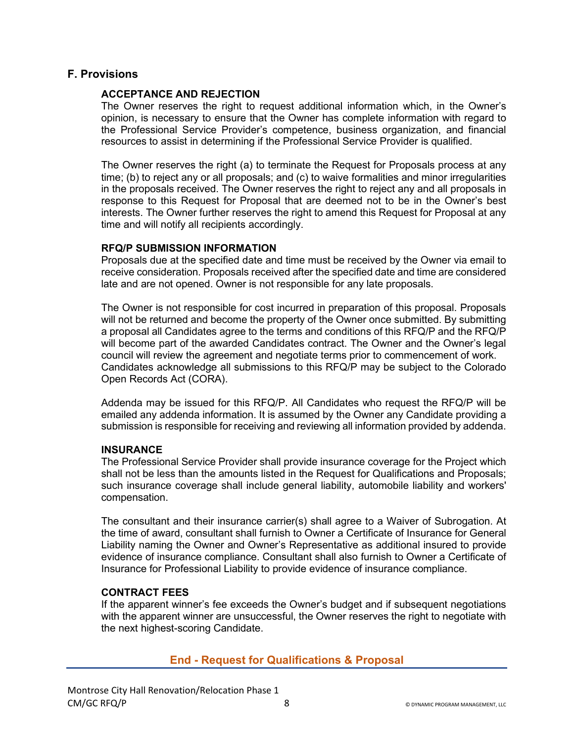## F. Provisions

### ACCEPTANCE AND REJECTION

The Owner reserves the right to request additional information which, in the Owner's opinion, is necessary to ensure that the Owner has complete information with regard to the Professional Service Provider's competence, business organization, and financial resources to assist in determining if the Professional Service Provider is qualified.

The Owner reserves the right (a) to terminate the Request for Proposals process at any time; (b) to reject any or all proposals; and (c) to waive formalities and minor irregularities in the proposals received. The Owner reserves the right to reject any and all proposals in response to this Request for Proposal that are deemed not to be in the Owner's best interests. The Owner further reserves the right to amend this Request for Proposal at any time and will notify all recipients accordingly.

### RFQ/P SUBMISSION INFORMATION

Proposals due at the specified date and time must be received by the Owner via email to receive consideration. Proposals received after the specified date and time are considered late and are not opened. Owner is not responsible for any late proposals.

The Owner is not responsible for cost incurred in preparation of this proposal. Proposals will not be returned and become the property of the Owner once submitted. By submitting a proposal all Candidates agree to the terms and conditions of this RFQ/P and the RFQ/P will become part of the awarded Candidates contract. The Owner and the Owner's legal council will review the agreement and negotiate terms prior to commencement of work. Candidates acknowledge all submissions to this RFQ/P may be subject to the Colorado Open Records Act (CORA).

Addenda may be issued for this RFQ/P. All Candidates who request the RFQ/P will be emailed any addenda information. It is assumed by the Owner any Candidate providing a submission is responsible for receiving and reviewing all information provided by addenda.

### INSURANCE

The Professional Service Provider shall provide insurance coverage for the Project which shall not be less than the amounts listed in the Request for Qualifications and Proposals; such insurance coverage shall include general liability, automobile liability and workers' compensation.

The consultant and their insurance carrier(s) shall agree to a Waiver of Subrogation. At the time of award, consultant shall furnish to Owner a Certificate of Insurance for General Liability naming the Owner and Owner's Representative as additional insured to provide evidence of insurance compliance. Consultant shall also furnish to Owner a Certificate of Insurance for Professional Liability to provide evidence of insurance compliance.

### CONTRACT FEES

If the apparent winner's fee exceeds the Owner's budget and if subsequent negotiations with the apparent winner are unsuccessful, the Owner reserves the right to negotiate with the next highest-scoring Candidate.

**End - Request for Qualifications & Proposal**